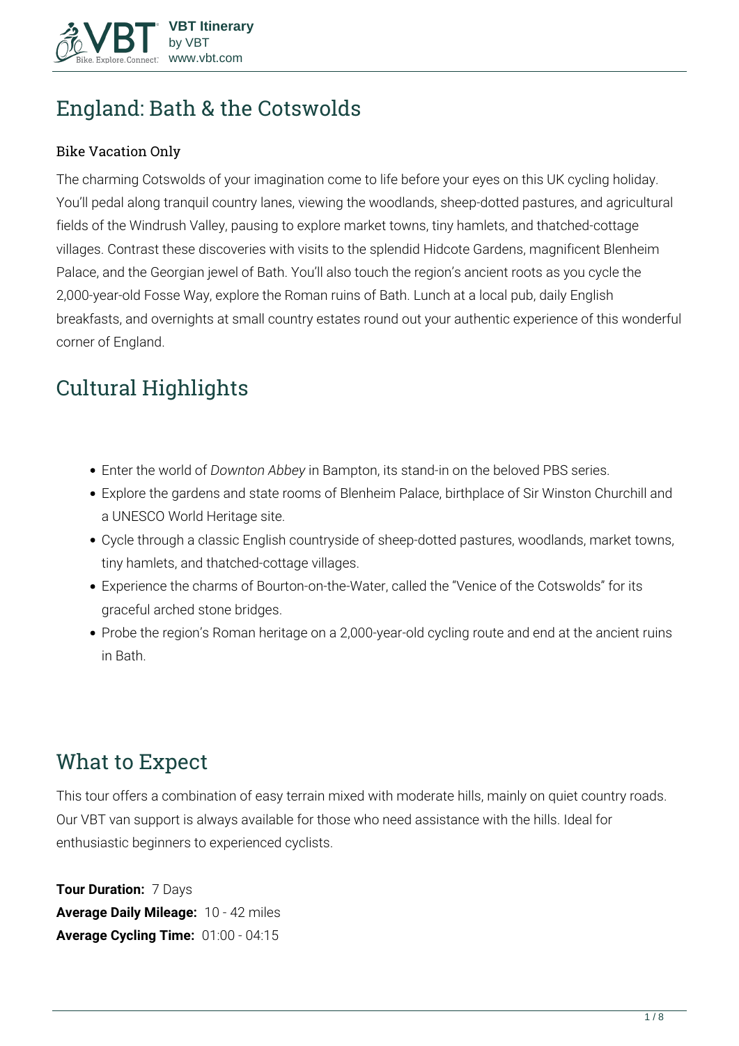# England: Bath & the Cotswolds

Bike Vacation Only

The charming Cotswolds of your imagination come to life before your eyes on this UK cycling holiday. You'll pedal along tranquil country lanes, viewing the woodlands, sheep-dotted pastures, and agricultural fields of the Windrush Valley, pausing to explore market towns, tiny hamlets, and thatched-cottage villages. Contrast these discoveries with visits to the splendid Hidcote Gardens, magnificent Blenheim Palace, and the Georgian jewel of Bath. You'll also touch the region's ancient roots as you cycle the 2,000-year-old Fosse Way, explore the Roman ruins of Bath. Lunch at a local pub, daily English breakfasts, and overnights at small country estates round out your authentic experience of this wonderful corner of England.

## Cultural Highlights

- Enter the world of *Downton Abbey* in Bampton, its stand-in on the beloved PBS series.
- Explore the gardens and state rooms of Blenheim Palace, birthplace of Sir Winston Churchill and a UNESCO World Heritage site.
- Cycle through a classic English countryside of sheep-dotted pastures, woodlands, market towns, tiny hamlets, and thatched-cottage villages.
- Experience the charms of Bourton-on-the-Water, called the "Venice of the Cotswolds" for its graceful arched stone bridges.
- Probe the region's Roman heritage on a 2,000-year-old cycling route and end at the ancient ruins in Bath.

## What to Expect

This tour offers a combination of easy terrain mixed with moderate hills, mainly on quiet country roads. Our VBT van support is always available for those who need assistance with the hills. Ideal for enthusiastic beginners to experienced cyclists.

**Tour Duration:** 7 Days
**Average Daily Mileage:** 10 - 42 miles
**Average Cycling Time:** 01:00 - 04:15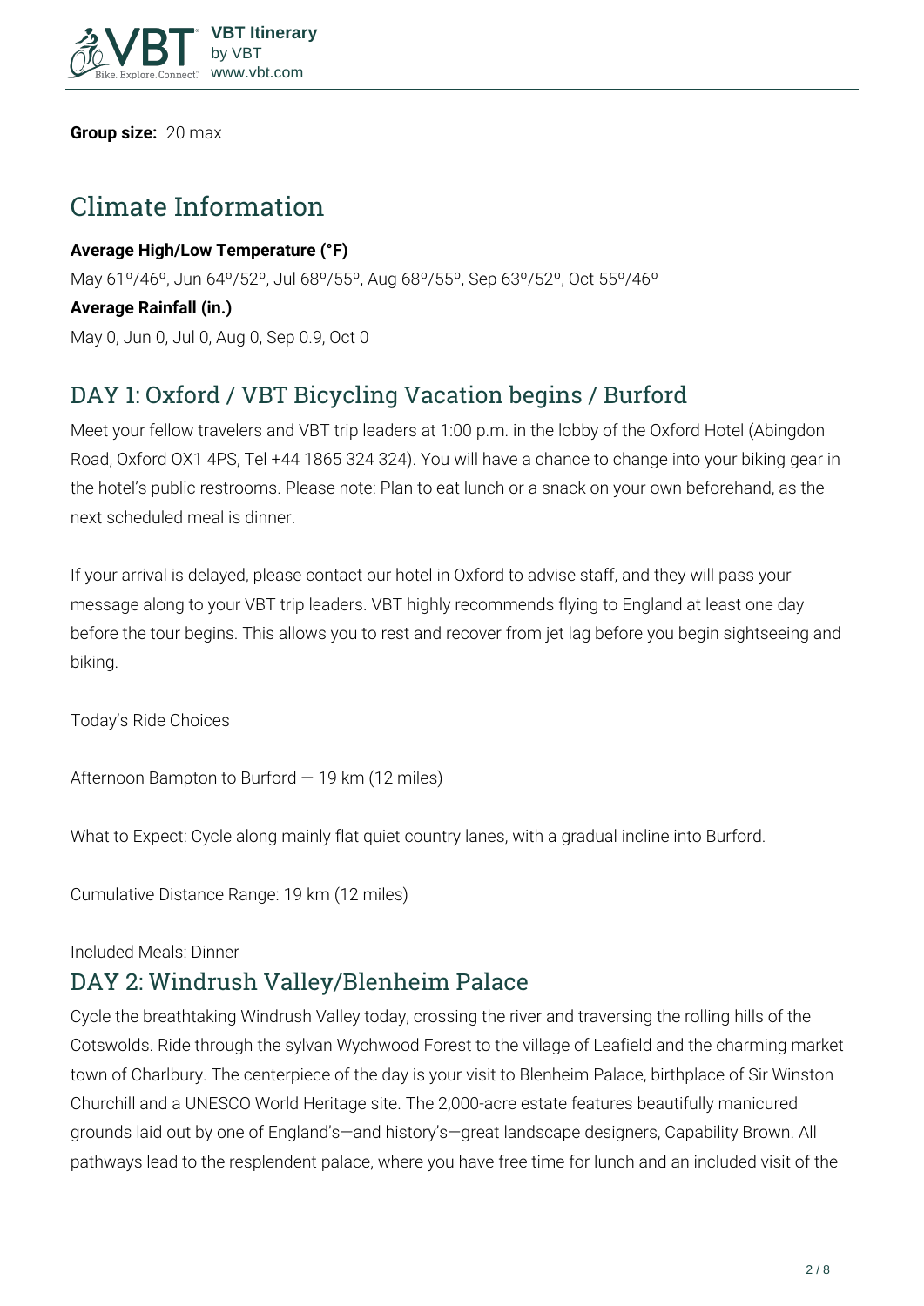**Group size:** 20 max

# Climate Information

**Average High/Low Temperature (°F)**

May 61º/46º, Jun 64º/52º, Jul 68º/55º, Aug 68º/55º, Sep 63º/52º, Oct 55º/46º

**Average Rainfall (in.)**

May 0, Jun 0, Jul 0, Aug 0, Sep 0.9, Oct 0

## DAY 1: Oxford / VBT Bicycling Vacation begins / Burford

Meet your fellow travelers and VBT trip leaders at 1:00 p.m. in the lobby of the Oxford Hotel (Abingdon Road, Oxford OX1 4PS, Tel +44 1865 324 324). You will have a chance to change into your biking gear in the hotel's public restrooms. Please note: Plan to eat lunch or a snack on your own beforehand, as the next scheduled meal is dinner.

If your arrival is delayed, please contact our hotel in Oxford to advise staff, and they will pass your message along to your VBT trip leaders. VBT highly recommends flying to England at least one day before the tour begins. This allows you to rest and recover from jet lag before you begin sightseeing and biking.

Today's Ride Choices

Afternoon Bampton to Burford — 19 km (12 miles)

What to Expect: Cycle along mainly flat quiet country lanes, with a gradual incline into Burford.

Cumulative Distance Range: 19 km (12 miles)

Included Meals: Dinner

## DAY 2: Windrush Valley/Blenheim Palace

Cycle the breathtaking Windrush Valley today, crossing the river and traversing the rolling hills of the Cotswolds. Ride through the sylvan Wychwood Forest to the village of Leafield and the charming market town of Charlbury. The centerpiece of the day is your visit to Blenheim Palace, birthplace of Sir Winston Churchill and a UNESCO World Heritage site. The 2,000-acre estate features beautifully manicured grounds laid out by one of England's—and history's—great landscape designers, Capability Brown. All pathways lead to the resplendent palace, where you have free time for lunch and an included visit of the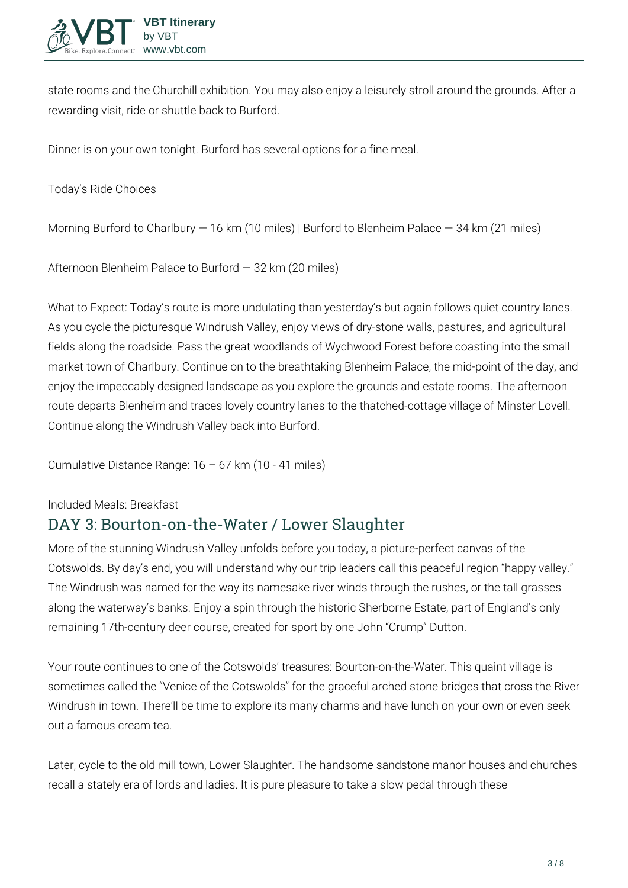state rooms and the Churchill exhibition. You may also enjoy a leisurely stroll around the grounds. After a rewarding visit, ride or shuttle back to Burford.

Dinner is on your own tonight. Burford has several options for a fine meal.

Today's Ride Choices

Morning Burford to Charlbury — 16 km (10 miles) | Burford to Blenheim Palace — 34 km (21 miles)

Afternoon Blenheim Palace to Burford — 32 km (20 miles)

What to Expect: Today's route is more undulating than yesterday's but again follows quiet country lanes. As you cycle the picturesque Windrush Valley, enjoy views of dry-stone walls, pastures, and agricultural fields along the roadside. Pass the great woodlands of Wychwood Forest before coasting into the small market town of Charlbury. Continue on to the breathtaking Blenheim Palace, the mid-point of the day, and enjoy the impeccably designed landscape as you explore the grounds and estate rooms. The afternoon route departs Blenheim and traces lovely country lanes to the thatched-cottage village of Minster Lovell. Continue along the Windrush Valley back into Burford.

Cumulative Distance Range: 16 – 67 km (10 - 41 miles)

Included Meals: Breakfast

## DAY 3: Bourton-on-the-Water / Lower Slaughter

More of the stunning Windrush Valley unfolds before you today, a picture-perfect canvas of the Cotswolds. By day's end, you will understand why our trip leaders call this peaceful region "happy valley." The Windrush was named for the way its namesake river winds through the rushes, or the tall grasses along the waterway's banks. Enjoy a spin through the historic Sherborne Estate, part of England's only remaining 17th-century deer course, created for sport by one John "Crump" Dutton.

Your route continues to one of the Cotswolds' treasures: Bourton-on-the-Water. This quaint village is sometimes called the "Venice of the Cotswolds" for the graceful arched stone bridges that cross the River Windrush in town. There'll be time to explore its many charms and have lunch on your own or even seek out a famous cream tea.

Later, cycle to the old mill town, Lower Slaughter. The handsome sandstone manor houses and churches recall a stately era of lords and ladies. It is pure pleasure to take a slow pedal through these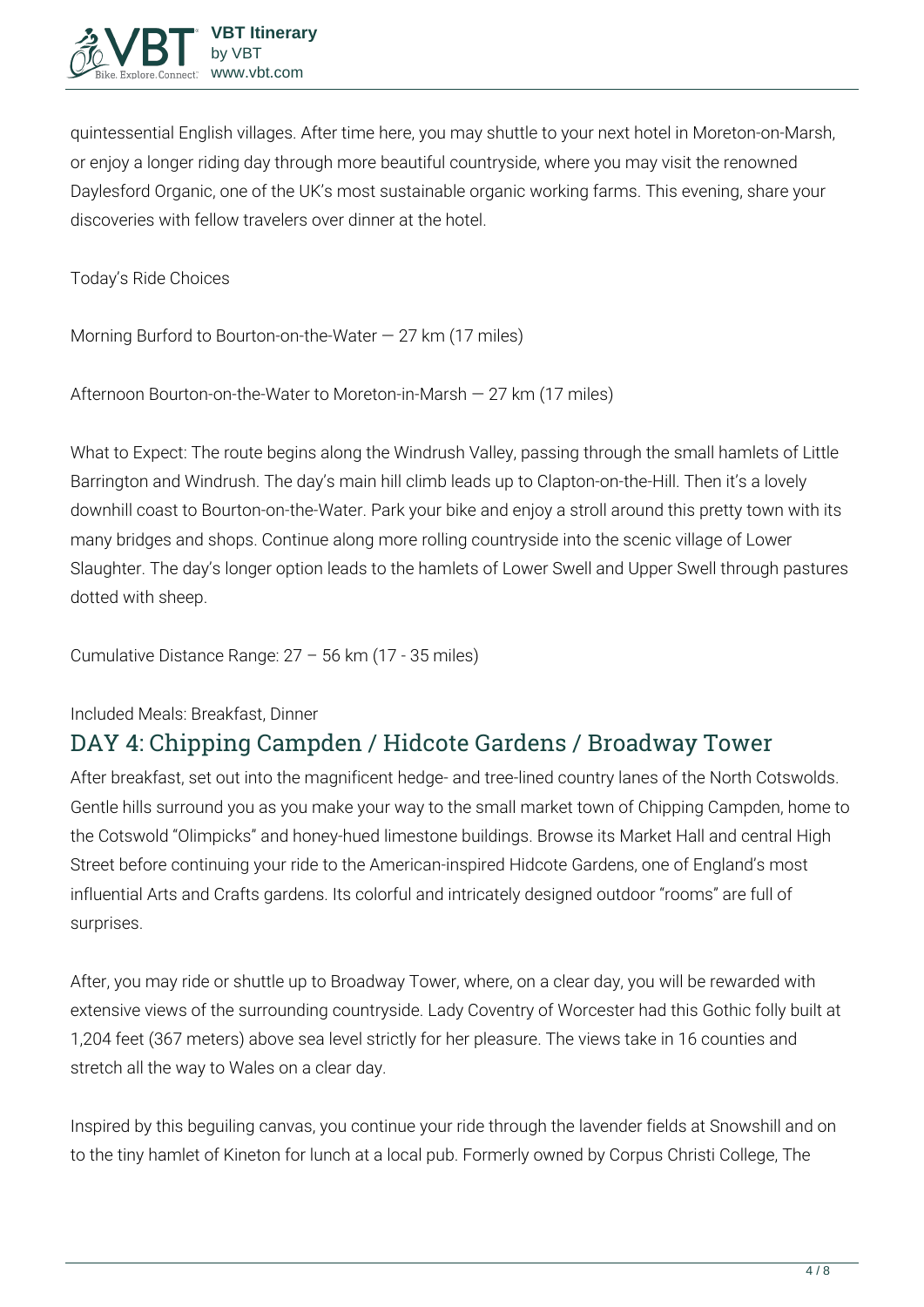quintessential English villages. After time here, you may shuttle to your next hotel in Moreton-on-Marsh, or enjoy a longer riding day through more beautiful countryside, where you may visit the renowned Daylesford Organic, one of the UK's most sustainable organic working farms. This evening, share your discoveries with fellow travelers over dinner at the hotel.

Today's Ride Choices

Morning Burford to Bourton-on-the-Water — 27 km (17 miles)

Afternoon Bourton-on-the-Water to Moreton-in-Marsh — 27 km (17 miles)

What to Expect: The route begins along the Windrush Valley, passing through the small hamlets of Little Barrington and Windrush. The day's main hill climb leads up to Clapton-on-the-Hill. Then it's a lovely downhill coast to Bourton-on-the-Water. Park your bike and enjoy a stroll around this pretty town with its many bridges and shops. Continue along more rolling countryside into the scenic village of Lower Slaughter. The day's longer option leads to the hamlets of Lower Swell and Upper Swell through pastures dotted with sheep.

Cumulative Distance Range: 27 – 56 km (17 - 35 miles)

Included Meals: Breakfast, Dinner

## DAY 4: Chipping Campden / Hidcote Gardens / Broadway Tower

After breakfast, set out into the magnificent hedge- and tree-lined country lanes of the North Cotswolds. Gentle hills surround you as you make your way to the small market town of Chipping Campden, home to the Cotswold "Olimpicks" and honey-hued limestone buildings. Browse its Market Hall and central High Street before continuing your ride to the American-inspired Hidcote Gardens, one of England's most influential Arts and Crafts gardens. Its colorful and intricately designed outdoor "rooms" are full of surprises.

After, you may ride or shuttle up to Broadway Tower, where, on a clear day, you will be rewarded with extensive views of the surrounding countryside. Lady Coventry of Worcester had this Gothic folly built at 1,204 feet (367 meters) above sea level strictly for her pleasure. The views take in 16 counties and stretch all the way to Wales on a clear day.

Inspired by this beguiling canvas, you continue your ride through the lavender fields at Snowshill and on to the tiny hamlet of Kineton for lunch at a local pub. Formerly owned by Corpus Christi College, The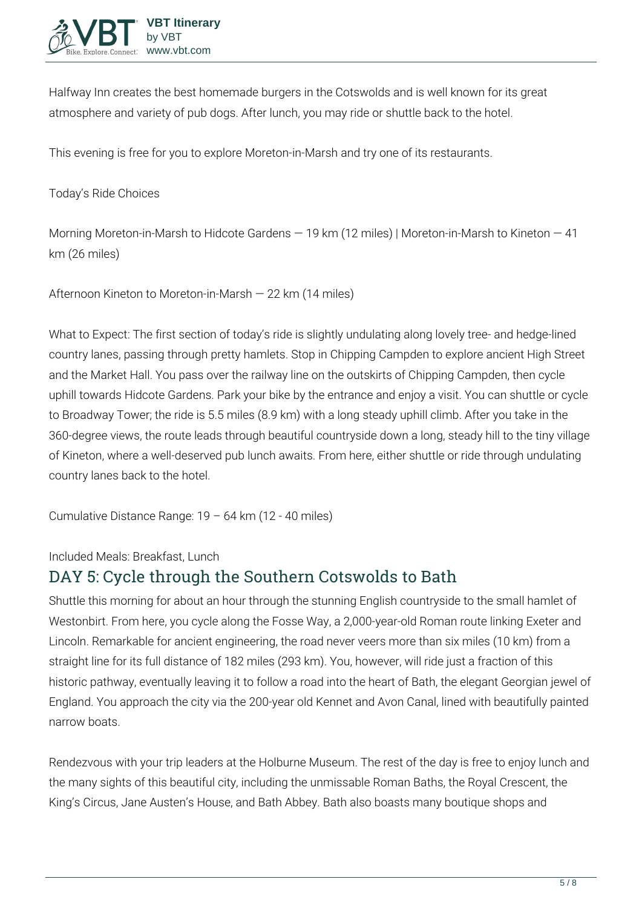Halfway Inn creates the best homemade burgers in the Cotswolds and is well known for its great atmosphere and variety of pub dogs. After lunch, you may ride or shuttle back to the hotel.

This evening is free for you to explore Moreton-in-Marsh and try one of its restaurants.

Today's Ride Choices

Morning Moreton-in-Marsh to Hidcote Gardens — 19 km (12 miles) | Moreton-in-Marsh to Kineton — 41 km (26 miles)

Afternoon Kineton to Moreton-in-Marsh — 22 km (14 miles)

What to Expect: The first section of today's ride is slightly undulating along lovely tree- and hedge-lined country lanes, passing through pretty hamlets. Stop in Chipping Campden to explore ancient High Street and the Market Hall. You pass over the railway line on the outskirts of Chipping Campden, then cycle uphill towards Hidcote Gardens. Park your bike by the entrance and enjoy a visit. You can shuttle or cycle to Broadway Tower; the ride is 5.5 miles (8.9 km) with a long steady uphill climb. After you take in the 360-degree views, the route leads through beautiful countryside down a long, steady hill to the tiny village of Kineton, where a well-deserved pub lunch awaits. From here, either shuttle or ride through undulating country lanes back to the hotel.

Cumulative Distance Range: 19 – 64 km (12 - 40 miles)

Included Meals: Breakfast, Lunch

## DAY 5: Cycle through the Southern Cotswolds to Bath

Shuttle this morning for about an hour through the stunning English countryside to the small hamlet of Westonbirt. From here, you cycle along the Fosse Way, a 2,000-year-old Roman route linking Exeter and Lincoln. Remarkable for ancient engineering, the road never veers more than six miles (10 km) from a straight line for its full distance of 182 miles (293 km). You, however, will ride just a fraction of this historic pathway, eventually leaving it to follow a road into the heart of Bath, the elegant Georgian jewel of England. You approach the city via the 200-year old Kennet and Avon Canal, lined with beautifully painted narrow boats.

Rendezvous with your trip leaders at the Holburne Museum. The rest of the day is free to enjoy lunch and the many sights of this beautiful city, including the unmissable Roman Baths, the Royal Crescent, the King's Circus, Jane Austen's House, and Bath Abbey. Bath also boasts many boutique shops and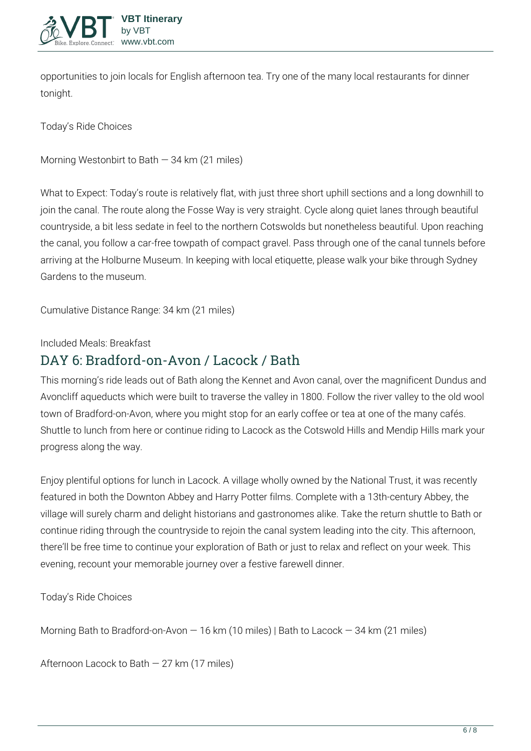opportunities to join locals for English afternoon tea. Try one of the many local restaurants for dinner tonight.

Today's Ride Choices

Morning Westonbirt to Bath — 34 km (21 miles)

What to Expect: Today's route is relatively flat, with just three short uphill sections and a long downhill to join the canal. The route along the Fosse Way is very straight. Cycle along quiet lanes through beautiful countryside, a bit less sedate in feel to the northern Cotswolds but nonetheless beautiful. Upon reaching the canal, you follow a car-free towpath of compact gravel. Pass through one of the canal tunnels before arriving at the Holburne Museum. In keeping with local etiquette, please walk your bike through Sydney Gardens to the museum.

Cumulative Distance Range: 34 km (21 miles)

Included Meals: Breakfast

## DAY 6: Bradford-on-Avon / Lacock / Bath

This morning's ride leads out of Bath along the Kennet and Avon canal, over the magnificent Dundus and Avoncliff aqueducts which were built to traverse the valley in 1800. Follow the river valley to the old wool town of Bradford-on-Avon, where you might stop for an early coffee or tea at one of the many cafés. Shuttle to lunch from here or continue riding to Lacock as the Cotswold Hills and Mendip Hills mark your progress along the way.

Enjoy plentiful options for lunch in Lacock. A village wholly owned by the National Trust, it was recently featured in both the Downton Abbey and Harry Potter films. Complete with a 13th-century Abbey, the village will surely charm and delight historians and gastronomes alike. Take the return shuttle to Bath or continue riding through the countryside to rejoin the canal system leading into the city. This afternoon, there'll be free time to continue your exploration of Bath or just to relax and reflect on your week. This evening, recount your memorable journey over a festive farewell dinner.

Today's Ride Choices

Morning Bath to Bradford-on-Avon — 16 km (10 miles) | Bath to Lacock — 34 km (21 miles)

Afternoon Lacock to Bath — 27 km (17 miles)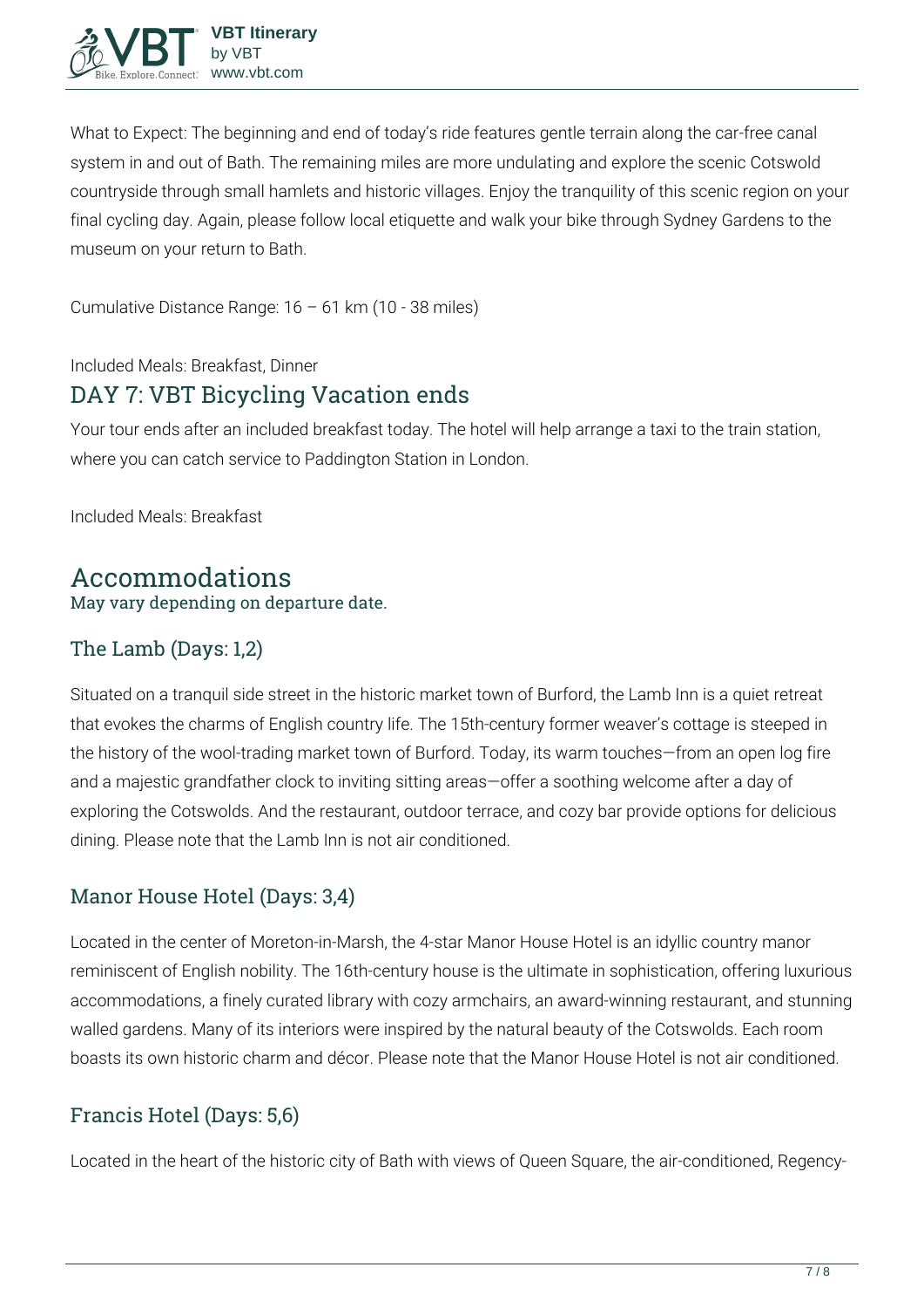What to Expect: The beginning and end of today's ride features gentle terrain along the car-free canal system in and out of Bath. The remaining miles are more undulating and explore the scenic Cotswold countryside through small hamlets and historic villages. Enjoy the tranquility of this scenic region on your final cycling day. Again, please follow local etiquette and walk your bike through Sydney Gardens to the museum on your return to Bath.

Cumulative Distance Range: 16 – 61 km (10 - 38 miles)

Included Meals: Breakfast, Dinner

## DAY 7: VBT Bicycling Vacation ends

Your tour ends after an included breakfast today. The hotel will help arrange a taxi to the train station, where you can catch service to Paddington Station in London.

Included Meals: Breakfast

# Accommodations

May vary depending on departure date.

## The Lamb (Days: 1,2)

Situated on a tranquil side street in the historic market town of Burford, the Lamb Inn is a quiet retreat that evokes the charms of English country life. The 15th-century former weaver's cottage is steeped in the history of the wool-trading market town of Burford. Today, its warm touches—from an open log fire and a majestic grandfather clock to inviting sitting areas—offer a soothing welcome after a day of exploring the Cotswolds. And the restaurant, outdoor terrace, and cozy bar provide options for delicious dining. Please note that the Lamb Inn is not air conditioned.

## Manor House Hotel (Days: 3,4)

Located in the center of Moreton-in-Marsh, the 4-star Manor House Hotel is an idyllic country manor reminiscent of English nobility. The 16th-century house is the ultimate in sophistication, offering luxurious accommodations, a finely curated library with cozy armchairs, an award-winning restaurant, and stunning walled gardens. Many of its interiors were inspired by the natural beauty of the Cotswolds. Each room boasts its own historic charm and décor. Please note that the Manor House Hotel is not air conditioned.

## Francis Hotel (Days: 5,6)

Located in the heart of the historic city of Bath with views of Queen Square, the air-conditioned, Regency-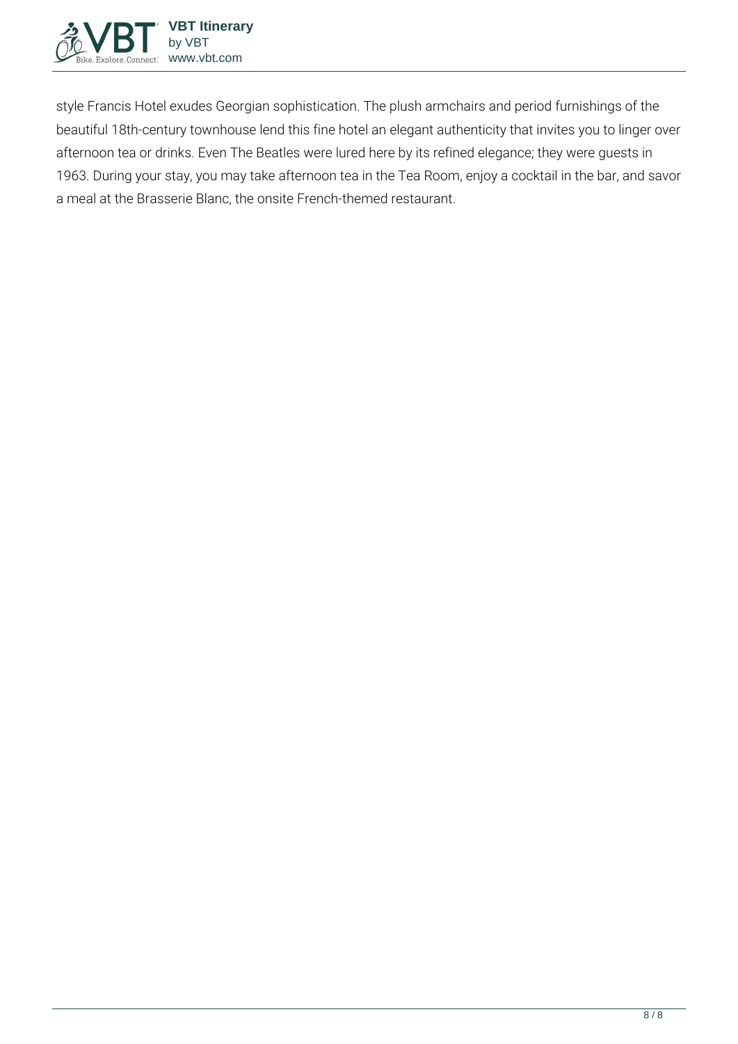style Francis Hotel exudes Georgian sophistication. The plush armchairs and period furnishings of the beautiful 18th-century townhouse lend this fine hotel an elegant authenticity that invites you to linger over afternoon tea or drinks. Even The Beatles were lured here by its refined elegance; they were guests in 1963. During your stay, you may take afternoon tea in the Tea Room, enjoy a cocktail in the bar, and savor a meal at the Brasserie Blanc, the onsite French-themed restaurant.